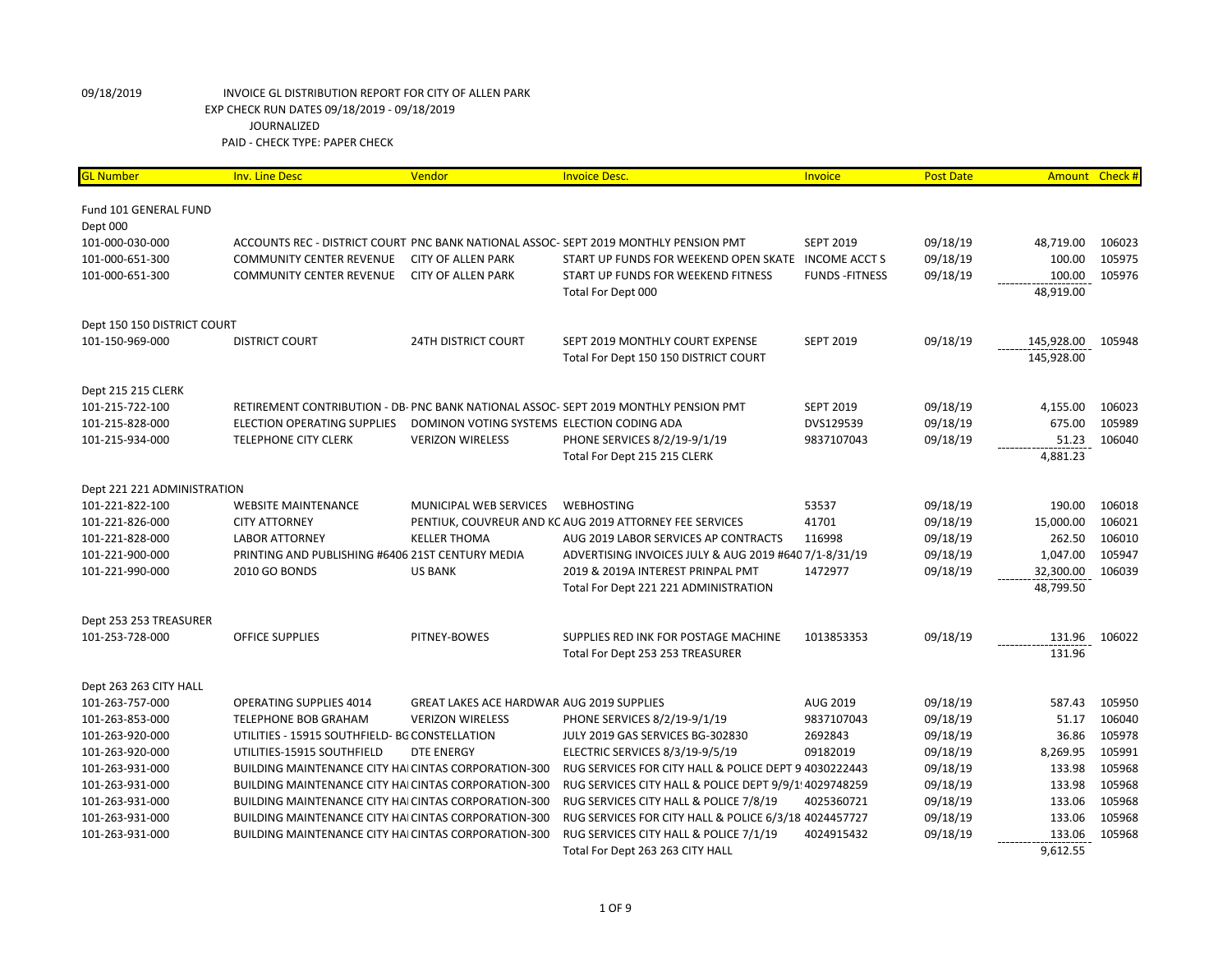09/18/2019 INVOICE GL DISTRIBUTION REPORT FOR CITY OF ALLEN PARK

EXP CHECK RUN DATES 09/18/2019 - 09/18/2019

JOURNALIZED

PAID - CHECK TYPE: PAPER CHECK

| GL Number | Inv. Line Desc | Vendor | Invoice Desc. | Invoice | Post Date | Amount | Check # |
|---|---|---|---|---|---|---|---|
| Fund 101 GENERAL FUND | | | | | | | |
| Dept 000 | | | | | | | |
| 101-000-030-000 | ACCOUNTS REC - DISTRICT COURT | PNC BANK NATIONAL ASSOC- | SEPT 2019 MONTHLY PENSION PMT | SEPT 2019 | 09/18/19 | 48,719.00 | 106023 |
| 101-000-651-300 | COMMUNITY CENTER REVENUE | CITY OF ALLEN PARK | START UP FUNDS FOR WEEKEND OPEN SKATE | INCOME ACCT S | 09/18/19 | 100.00 | 105975 |
| 101-000-651-300 | COMMUNITY CENTER REVENUE | CITY OF ALLEN PARK | START UP FUNDS FOR WEEKEND FITNESS | FUNDS -FITNESS | 09/18/19 | 100.00 | 105976 |
| | | | Total For Dept 000 | | | 48,919.00 | |
| Dept 150 150 DISTRICT COURT | | | | | | | |
| 101-150-969-000 | DISTRICT COURT | 24TH DISTRICT COURT | SEPT 2019 MONTHLY COURT EXPENSE | SEPT 2019 | 09/18/19 | 145,928.00 | 105948 |
| | | | Total For Dept 150 150 DISTRICT COURT | | | 145,928.00 | |
| Dept 215 215 CLERK | | | | | | | |
| 101-215-722-100 | RETIREMENT CONTRIBUTION - DB- | PNC BANK NATIONAL ASSOC- | SEPT 2019 MONTHLY PENSION PMT | SEPT 2019 | 09/18/19 | 4,155.00 | 106023 |
| 101-215-828-000 | ELECTION OPERATING SUPPLIES | DOMINON VOTING SYSTEMS | ELECTION CODING ADA | DVS129539 | 09/18/19 | 675.00 | 105989 |
| 101-215-934-000 | TELEPHONE CITY CLERK | VERIZON WIRELESS | PHONE SERVICES 8/2/19-9/1/19 | 9837107043 | 09/18/19 | 51.23 | 106040 |
| | | | Total For Dept 215 215 CLERK | | | 4,881.23 | |
| Dept 221 221 ADMINISTRATION | | | | | | | |
| 101-221-822-100 | WEBSITE MAINTENANCE | MUNICIPAL WEB SERVICES | WEBHOSTING | 53537 | 09/18/19 | 190.00 | 106018 |
| 101-221-826-000 | CITY ATTORNEY | PENTIUK, COUVREUR AND KC | AUG 2019 ATTORNEY FEE SERVICES | 41701 | 09/18/19 | 15,000.00 | 106021 |
| 101-221-828-000 | LABOR ATTORNEY | KELLER THOMA | AUG 2019 LABOR SERVICES AP CONTRACTS | 116998 | 09/18/19 | 262.50 | 106010 |
| 101-221-900-000 | PRINTING AND PUBLISHING #6406 | 21ST CENTURY MEDIA | ADVERTISING INVOICES JULY & AUG 2019 #640 | 7/1-8/31/19 | 09/18/19 | 1,047.00 | 105947 |
| 101-221-990-000 | 2010 GO BONDS | US BANK | 2019 & 2019A INTEREST PRINPAL PMT | 1472977 | 09/18/19 | 32,300.00 | 106039 |
| | | | Total For Dept 221 221 ADMINISTRATION | | | 48,799.50 | |
| Dept 253 253 TREASURER | | | | | | | |
| 101-253-728-000 | OFFICE SUPPLIES | PITNEY-BOWES | SUPPLIES RED INK FOR POSTAGE MACHINE | 1013853353 | 09/18/19 | 131.96 | 106022 |
| | | | Total For Dept 253 253 TREASURER | | | 131.96 | |
| Dept 263 263 CITY HALL | | | | | | | |
| 101-263-757-000 | OPERATING SUPPLIES 4014 | GREAT LAKES ACE HARDWAR | AUG 2019 SUPPLIES | AUG 2019 | 09/18/19 | 587.43 | 105950 |
| 101-263-853-000 | TELEPHONE BOB GRAHAM | VERIZON WIRELESS | PHONE SERVICES 8/2/19-9/1/19 | 9837107043 | 09/18/19 | 51.17 | 106040 |
| 101-263-920-000 | UTILITIES - 15915 SOUTHFIELD- BG | CONSTELLATION | JULY 2019 GAS SERVICES BG-302830 | 2692843 | 09/18/19 | 36.86 | 105978 |
| 101-263-920-000 | UTILITIES-15915 SOUTHFIELD | DTE ENERGY | ELECTRIC SERVICES 8/3/19-9/5/19 | 09182019 | 09/18/19 | 8,269.95 | 105991 |
| 101-263-931-000 | BUILDING MAINTENANCE CITY HAI | CINTAS CORPORATION-300 | RUG SERVICES FOR CITY HALL & POLICE DEPT 9 | 4030222443 | 09/18/19 | 133.98 | 105968 |
| 101-263-931-000 | BUILDING MAINTENANCE CITY HAI | CINTAS CORPORATION-300 | RUG SERVICES CITY HALL & POLICE DEPT 9/9/1 | 4029748259 | 09/18/19 | 133.98 | 105968 |
| 101-263-931-000 | BUILDING MAINTENANCE CITY HAI | CINTAS CORPORATION-300 | RUG SERVICES CITY HALL & POLICE 7/8/19 | 4025360721 | 09/18/19 | 133.06 | 105968 |
| 101-263-931-000 | BUILDING MAINTENANCE CITY HAI | CINTAS CORPORATION-300 | RUG SERVICES FOR CITY HALL & POLICE 6/3/18 | 4024457727 | 09/18/19 | 133.06 | 105968 |
| 101-263-931-000 | BUILDING MAINTENANCE CITY HAI | CINTAS CORPORATION-300 | RUG SERVICES CITY HALL & POLICE 7/1/19 | 4024915432 | 09/18/19 | 133.06 | 105968 |
| | | | Total For Dept 263 263 CITY HALL | | | 9,612.55 | |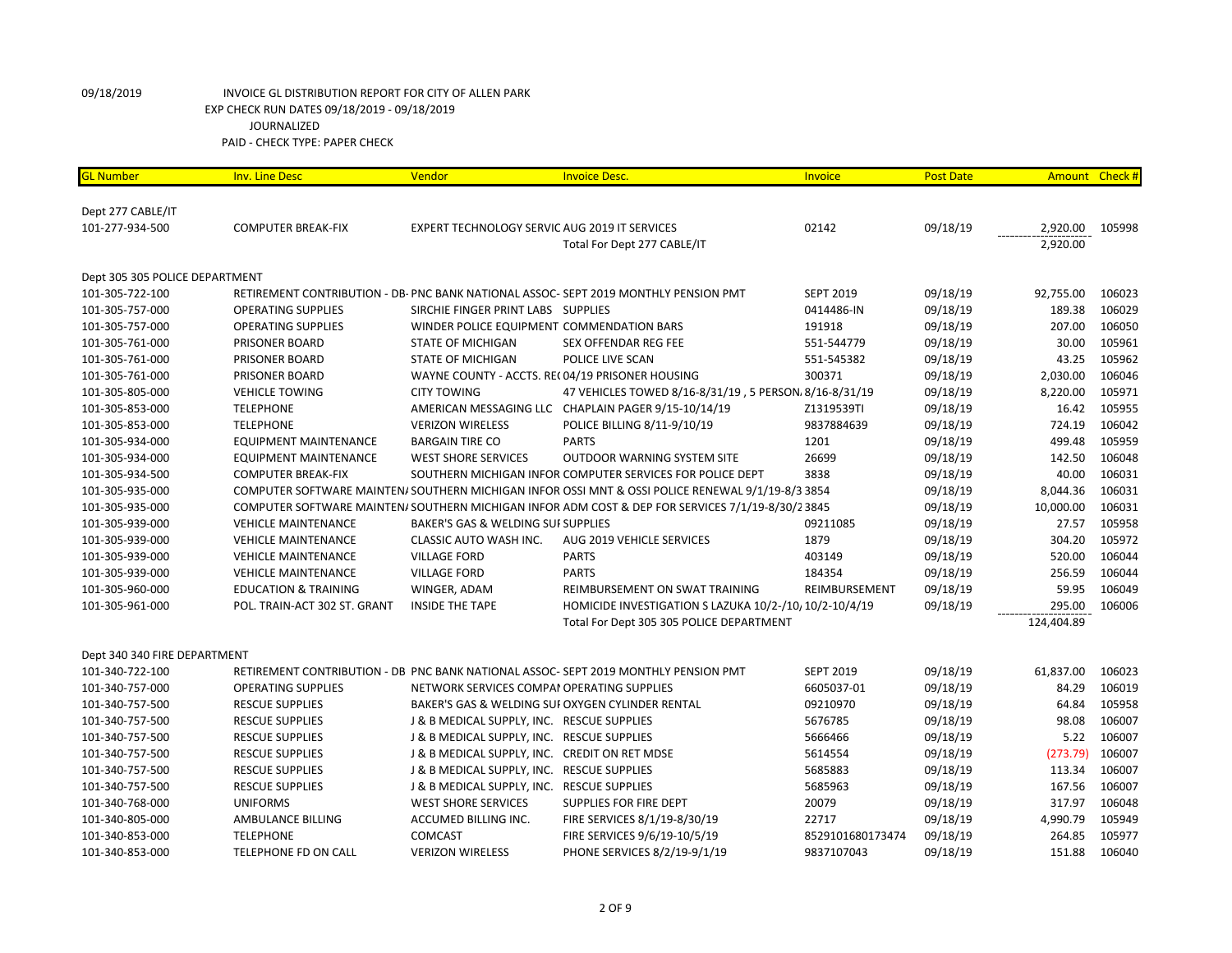09/18/2019 INVOICE GL DISTRIBUTION REPORT FOR CITY OF ALLEN PARK
EXP CHECK RUN DATES 09/18/2019 - 09/18/2019
JOURNALIZED
PAID - CHECK TYPE: PAPER CHECK

| GL Number | Inv. Line Desc | Vendor | Invoice Desc. | Invoice | Post Date | Amount | Check # |
|---|---|---|---|---|---|---|---|
| Dept 277 CABLE/IT | | | | | | | |
| 101-277-934-500 | COMPUTER BREAK-FIX | EXPERT TECHNOLOGY SERVIC | AUG 2019 IT SERVICES | 02142 | 09/18/19 | 2,920.00 | 105998 |
| | | | Total For Dept 277 CABLE/IT | | | 2,920.00 | |
| Dept 305 305 POLICE DEPARTMENT | | | | | | | |
| 101-305-722-100 | RETIREMENT CONTRIBUTION - DB- | PNC BANK NATIONAL ASSOC- | SEPT 2019 MONTHLY PENSION PMT | SEPT 2019 | 09/18/19 | 92,755.00 | 106023 |
| 101-305-757-000 | OPERATING SUPPLIES | SIRCHIE FINGER PRINT LABS | SUPPLIES | 0414486-IN | 09/18/19 | 189.38 | 106029 |
| 101-305-757-000 | OPERATING SUPPLIES | WINDER POLICE EQUIPMENT | COMMENDATION BARS | 191918 | 09/18/19 | 207.00 | 106050 |
| 101-305-761-000 | PRISONER BOARD | STATE OF MICHIGAN | SEX OFFENDAR REG FEE | 551-544779 | 09/18/19 | 30.00 | 105961 |
| 101-305-761-000 | PRISONER BOARD | STATE OF MICHIGAN | POLICE LIVE SCAN | 551-545382 | 09/18/19 | 43.25 | 105962 |
| 101-305-761-000 | PRISONER BOARD | WAYNE COUNTY - ACCTS. RE( | 04/19 PRISONER HOUSING | 300371 | 09/18/19 | 2,030.00 | 106046 |
| 101-305-805-000 | VEHICLE TOWING | CITY TOWING | 47 VEHICLES TOWED 8/16-8/31/19 , 5 PERSON, | 8/16-8/31/19 | 09/18/19 | 8,220.00 | 105971 |
| 101-305-853-000 | TELEPHONE | AMERICAN MESSAGING LLC | CHAPLAIN PAGER 9/15-10/14/19 | Z1319539TI | 09/18/19 | 16.42 | 105955 |
| 101-305-853-000 | TELEPHONE | VERIZON WIRELESS | POLICE BILLING 8/11-9/10/19 | 9837884639 | 09/18/19 | 724.19 | 106042 |
| 101-305-934-000 | EQUIPMENT MAINTENANCE | BARGAIN TIRE CO | PARTS | 1201 | 09/18/19 | 499.48 | 105959 |
| 101-305-934-000 | EQUIPMENT MAINTENANCE | WEST SHORE SERVICES | OUTDOOR WARNING SYSTEM SITE | 26699 | 09/18/19 | 142.50 | 106048 |
| 101-305-934-500 | COMPUTER BREAK-FIX | SOUTHERN MICHIGAN INFOR | COMPUTER SERVICES FOR POLICE DEPT | 3838 | 09/18/19 | 40.00 | 106031 |
| 101-305-935-000 | COMPUTER SOFTWARE MAINTEN/ | SOUTHERN MICHIGAN INFOR | OSSI MNT & OSSI POLICE RENEWAL 9/1/19-8/3 | 3854 | 09/18/19 | 8,044.36 | 106031 |
| 101-305-935-000 | COMPUTER SOFTWARE MAINTEN/ | SOUTHERN MICHIGAN INFOR | ADM COST & DEP FOR SERVICES 7/1/19-8/30/2 | 3845 | 09/18/19 | 10,000.00 | 106031 |
| 101-305-939-000 | VEHICLE MAINTENANCE | BAKER'S GAS & WELDING SUI | SUPPLIES | 09211085 | 09/18/19 | 27.57 | 105958 |
| 101-305-939-000 | VEHICLE MAINTENANCE | CLASSIC AUTO WASH INC. | AUG 2019 VEHICLE SERVICES | 1879 | 09/18/19 | 304.20 | 105972 |
| 101-305-939-000 | VEHICLE MAINTENANCE | VILLAGE FORD | PARTS | 403149 | 09/18/19 | 520.00 | 106044 |
| 101-305-939-000 | VEHICLE MAINTENANCE | VILLAGE FORD | PARTS | 184354 | 09/18/19 | 256.59 | 106044 |
| 101-305-960-000 | EDUCATION & TRAINING | WINGER, ADAM | REIMBURSEMENT ON SWAT TRAINING | REIMBURSEMENT | 09/18/19 | 59.95 | 106049 |
| 101-305-961-000 | POL. TRAIN-ACT 302 ST. GRANT | INSIDE THE TAPE | HOMICIDE INVESTIGATION S LAZUKA 10/2-/10, | 10/2-10/4/19 | 09/18/19 | 295.00 | 106006 |
| | | | Total For Dept 305 305 POLICE DEPARTMENT | | | 124,404.89 | |
| Dept 340 340 FIRE DEPARTMENT | | | | | | | |
| 101-340-722-100 | RETIREMENT CONTRIBUTION - DB | PNC BANK NATIONAL ASSOC- | SEPT 2019 MONTHLY PENSION PMT | SEPT 2019 | 09/18/19 | 61,837.00 | 106023 |
| 101-340-757-000 | OPERATING SUPPLIES | NETWORK SERVICES COMPAI | OPERATING SUPPLIES | 6605037-01 | 09/18/19 | 84.29 | 106019 |
| 101-340-757-500 | RESCUE SUPPLIES | BAKER'S GAS & WELDING SUI | OXYGEN CYLINDER RENTAL | 09210970 | 09/18/19 | 64.84 | 105958 |
| 101-340-757-500 | RESCUE SUPPLIES | J & B MEDICAL SUPPLY, INC. | RESCUE SUPPLIES | 5676785 | 09/18/19 | 98.08 | 106007 |
| 101-340-757-500 | RESCUE SUPPLIES | J & B MEDICAL SUPPLY, INC. | RESCUE SUPPLIES | 5666466 | 09/18/19 | 5.22 | 106007 |
| 101-340-757-500 | RESCUE SUPPLIES | J & B MEDICAL SUPPLY, INC. | CREDIT ON RET MDSE | 5614554 | 09/18/19 | (273.79) | 106007 |
| 101-340-757-500 | RESCUE SUPPLIES | J & B MEDICAL SUPPLY, INC. | RESCUE SUPPLIES | 5685883 | 09/18/19 | 113.34 | 106007 |
| 101-340-757-500 | RESCUE SUPPLIES | J & B MEDICAL SUPPLY, INC. | RESCUE SUPPLIES | 5685963 | 09/18/19 | 167.56 | 106007 |
| 101-340-768-000 | UNIFORMS | WEST SHORE SERVICES | SUPPLIES FOR FIRE DEPT | 20079 | 09/18/19 | 317.97 | 106048 |
| 101-340-805-000 | AMBULANCE BILLING | ACCUMED BILLING INC. | FIRE SERVICES 8/1/19-8/30/19 | 22717 | 09/18/19 | 4,990.79 | 105949 |
| 101-340-853-000 | TELEPHONE | COMCAST | FIRE SERVICES 9/6/19-10/5/19 | 8529101680173474 | 09/18/19 | 264.85 | 105977 |
| 101-340-853-000 | TELEPHONE FD ON CALL | VERIZON WIRELESS | PHONE SERVICES 8/2/19-9/1/19 | 9837107043 | 09/18/19 | 151.88 | 106040 |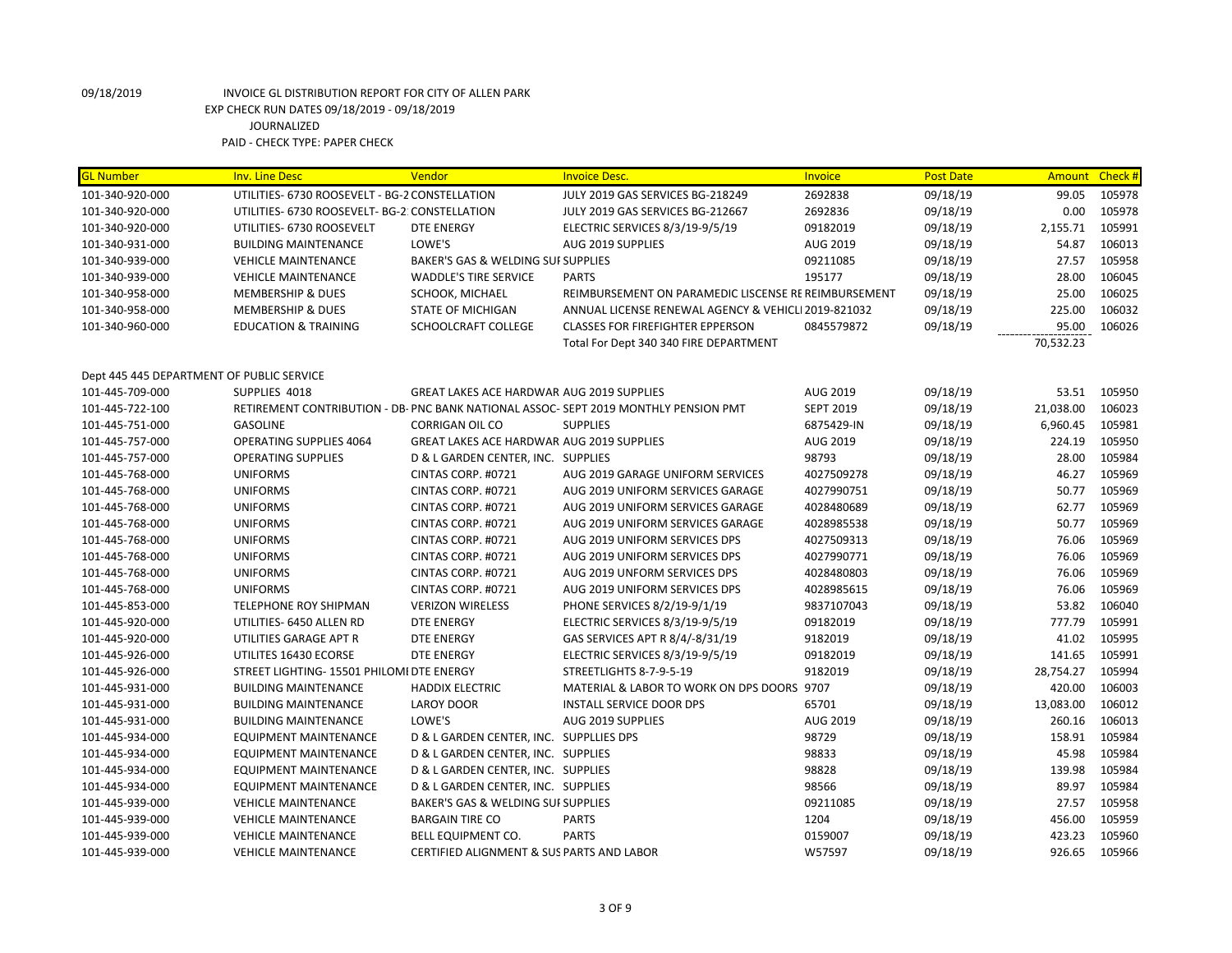09/18/2019 INVOICE GL DISTRIBUTION REPORT FOR CITY OF ALLEN PARK
EXP CHECK RUN DATES 09/18/2019 - 09/18/2019
JOURNALIZED
PAID - CHECK TYPE: PAPER CHECK

| GL Number | Inv. Line Desc | Vendor | Invoice Desc. | Invoice | Post Date | Amount | Check # |
|---|---|---|---|---|---|---|---|
| 101-340-920-000 | UTILITIES- 6730 ROOSEVELT - BG-2 | CONSTELLATION | JULY 2019 GAS SERVICES BG-218249 | 2692838 | 09/18/19 | 99.05 | 105978 |
| 101-340-920-000 | UTILITIES- 6730 ROOSEVELT- BG-2 | CONSTELLATION | JULY 2019 GAS SERVICES BG-212667 | 2692836 | 09/18/19 | 0.00 | 105978 |
| 101-340-920-000 | UTILITIES- 6730 ROOSEVELT | DTE ENERGY | ELECTRIC SERVICES 8/3/19-9/5/19 | 09182019 | 09/18/19 | 2,155.71 | 105991 |
| 101-340-931-000 | BUILDING MAINTENANCE | LOWE'S | AUG 2019 SUPPLIES | AUG 2019 | 09/18/19 | 54.87 | 106013 |
| 101-340-939-000 | VEHICLE MAINTENANCE | BAKER'S GAS & WELDING SUI | SUPPLIES | 09211085 | 09/18/19 | 27.57 | 105958 |
| 101-340-939-000 | VEHICLE MAINTENANCE | WADDLE'S TIRE SERVICE | PARTS | 195177 | 09/18/19 | 28.00 | 106045 |
| 101-340-958-000 | MEMBERSHIP & DUES | SCHOOK, MICHAEL | REIMBURSEMENT ON PARAMEDIC LISCENSE RE | REIMBURSEMENT | 09/18/19 | 25.00 | 106025 |
| 101-340-958-000 | MEMBERSHIP & DUES | STATE OF MICHIGAN | ANNUAL LICENSE RENEWAL AGENCY & VEHICLI | 2019-821032 | 09/18/19 | 225.00 | 106032 |
| 101-340-960-000 | EDUCATION & TRAINING | SCHOOLCRAFT COLLEGE | CLASSES FOR FIREFIGHTER EPPERSON | 0845579872 | 09/18/19 | 95.00 | 106026 |
| | | | Total For Dept 340 340 FIRE DEPARTMENT | | | 70,532.23 | |
| Dept 445 445 DEPARTMENT OF PUBLIC SERVICE | | | | | | | |
| 101-445-709-000 | SUPPLIES 4018 | GREAT LAKES ACE HARDWAR | AUG 2019 SUPPLIES | AUG 2019 | 09/18/19 | 53.51 | 105950 |
| 101-445-722-100 | RETIREMENT CONTRIBUTION - DB- | PNC BANK NATIONAL ASSOC- | SEPT 2019 MONTHLY PENSION PMT | SEPT 2019 | 09/18/19 | 21,038.00 | 106023 |
| 101-445-751-000 | GASOLINE | CORRIGAN OIL CO | SUPPLIES | 6875429-IN | 09/18/19 | 6,960.45 | 105981 |
| 101-445-757-000 | OPERATING SUPPLIES 4064 | GREAT LAKES ACE HARDWAR | AUG 2019 SUPPLIES | AUG 2019 | 09/18/19 | 224.19 | 105950 |
| 101-445-757-000 | OPERATING SUPPLIES | D & L GARDEN CENTER, INC. | SUPPLIES | 98793 | 09/18/19 | 28.00 | 105984 |
| 101-445-768-000 | UNIFORMS | CINTAS CORP. #0721 | AUG 2019 GARAGE UNIFORM SERVICES | 4027509278 | 09/18/19 | 46.27 | 105969 |
| 101-445-768-000 | UNIFORMS | CINTAS CORP. #0721 | AUG 2019 UNIFORM SERVICES GARAGE | 4027990751 | 09/18/19 | 50.77 | 105969 |
| 101-445-768-000 | UNIFORMS | CINTAS CORP. #0721 | AUG 2019 UNIFORM SERVICES GARAGE | 4028480689 | 09/18/19 | 62.77 | 105969 |
| 101-445-768-000 | UNIFORMS | CINTAS CORP. #0721 | AUG 2019 UNIFORM SERVICES GARAGE | 4028985538 | 09/18/19 | 50.77 | 105969 |
| 101-445-768-000 | UNIFORMS | CINTAS CORP. #0721 | AUG 2019 UNIFORM SERVICES DPS | 4027509313 | 09/18/19 | 76.06 | 105969 |
| 101-445-768-000 | UNIFORMS | CINTAS CORP. #0721 | AUG 2019 UNIFORM SERVICES DPS | 4027990771 | 09/18/19 | 76.06 | 105969 |
| 101-445-768-000 | UNIFORMS | CINTAS CORP. #0721 | AUG 2019 UNFORM SERVICES DPS | 4028480803 | 09/18/19 | 76.06 | 105969 |
| 101-445-768-000 | UNIFORMS | CINTAS CORP. #0721 | AUG 2019 UNIFORM SERVICES DPS | 4028985615 | 09/18/19 | 76.06 | 105969 |
| 101-445-853-000 | TELEPHONE ROY SHIPMAN | VERIZON WIRELESS | PHONE SERVICES 8/2/19-9/1/19 | 9837107043 | 09/18/19 | 53.82 | 106040 |
| 101-445-920-000 | UTILITIES- 6450 ALLEN RD | DTE ENERGY | ELECTRIC SERVICES 8/3/19-9/5/19 | 09182019 | 09/18/19 | 777.79 | 105991 |
| 101-445-920-000 | UTILITIES GARAGE APT R | DTE ENERGY | GAS SERVICES APT R 8/4/-8/31/19 | 9182019 | 09/18/19 | 41.02 | 105995 |
| 101-445-926-000 | UTILITES 16430 ECORSE | DTE ENERGY | ELECTRIC SERVICES 8/3/19-9/5/19 | 09182019 | 09/18/19 | 141.65 | 105991 |
| 101-445-926-000 | STREET LIGHTING- 15501 PHILOMI | DTE ENERGY | STREETLIGHTS 8-7-9-5-19 | 9182019 | 09/18/19 | 28,754.27 | 105994 |
| 101-445-931-000 | BUILDING MAINTENANCE | HADDIX ELECTRIC | MATERIAL & LABOR TO WORK ON DPS DOORS | 9707 | 09/18/19 | 420.00 | 106003 |
| 101-445-931-000 | BUILDING MAINTENANCE | LAROY DOOR | INSTALL SERVICE DOOR DPS | 65701 | 09/18/19 | 13,083.00 | 106012 |
| 101-445-931-000 | BUILDING MAINTENANCE | LOWE'S | AUG 2019 SUPPLIES | AUG 2019 | 09/18/19 | 260.16 | 106013 |
| 101-445-934-000 | EQUIPMENT MAINTENANCE | D & L GARDEN CENTER, INC. | SUPPLLIES DPS | 98729 | 09/18/19 | 158.91 | 105984 |
| 101-445-934-000 | EQUIPMENT MAINTENANCE | D & L GARDEN CENTER, INC. | SUPPLIES | 98833 | 09/18/19 | 45.98 | 105984 |
| 101-445-934-000 | EQUIPMENT MAINTENANCE | D & L GARDEN CENTER, INC. | SUPPLIES | 98828 | 09/18/19 | 139.98 | 105984 |
| 101-445-934-000 | EQUIPMENT MAINTENANCE | D & L GARDEN CENTER, INC. | SUPPLIES | 98566 | 09/18/19 | 89.97 | 105984 |
| 101-445-939-000 | VEHICLE MAINTENANCE | BAKER'S GAS & WELDING SUI | SUPPLIES | 09211085 | 09/18/19 | 27.57 | 105958 |
| 101-445-939-000 | VEHICLE MAINTENANCE | BARGAIN TIRE CO | PARTS | 1204 | 09/18/19 | 456.00 | 105959 |
| 101-445-939-000 | VEHICLE MAINTENANCE | BELL EQUIPMENT CO. | PARTS | 0159007 | 09/18/19 | 423.23 | 105960 |
| 101-445-939-000 | VEHICLE MAINTENANCE | CERTIFIED ALIGNMENT & SUS | PARTS AND LABOR | W57597 | 09/18/19 | 926.65 | 105966 |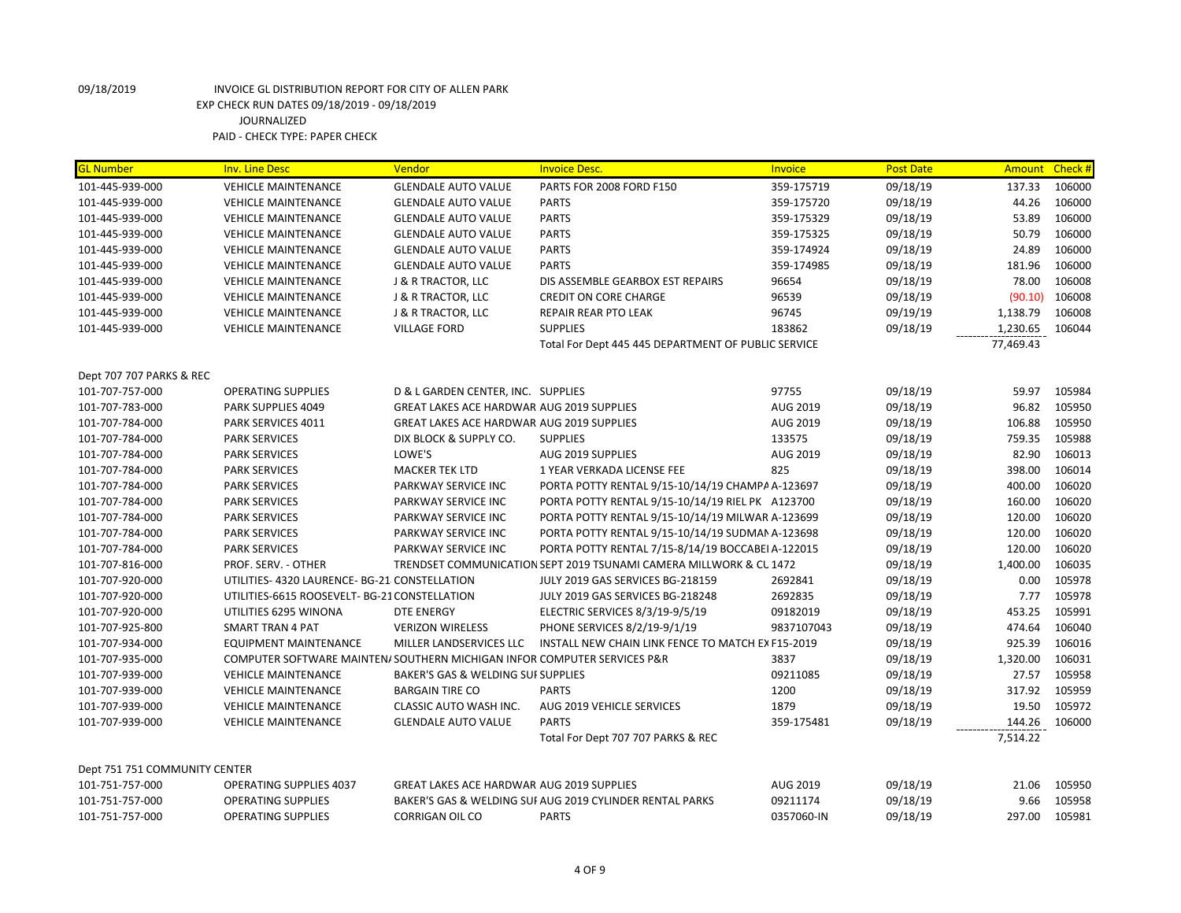09/18/2019 INVOICE GL DISTRIBUTION REPORT FOR CITY OF ALLEN PARK
EXP CHECK RUN DATES 09/18/2019 - 09/18/2019
JOURNALIZED
PAID - CHECK TYPE: PAPER CHECK

| GL Number | Inv. Line Desc | Vendor | Invoice Desc. | Invoice | Post Date | Amount | Check # |
|---|---|---|---|---|---|---|---|
| 101-445-939-000 | VEHICLE MAINTENANCE | GLENDALE AUTO VALUE | PARTS FOR 2008 FORD F150 | 359-175719 | 09/18/19 | 137.33 | 106000 |
| 101-445-939-000 | VEHICLE MAINTENANCE | GLENDALE AUTO VALUE | PARTS | 359-175720 | 09/18/19 | 44.26 | 106000 |
| 101-445-939-000 | VEHICLE MAINTENANCE | GLENDALE AUTO VALUE | PARTS | 359-175329 | 09/18/19 | 53.89 | 106000 |
| 101-445-939-000 | VEHICLE MAINTENANCE | GLENDALE AUTO VALUE | PARTS | 359-175325 | 09/18/19 | 50.79 | 106000 |
| 101-445-939-000 | VEHICLE MAINTENANCE | GLENDALE AUTO VALUE | PARTS | 359-174924 | 09/18/19 | 24.89 | 106000 |
| 101-445-939-000 | VEHICLE MAINTENANCE | GLENDALE AUTO VALUE | PARTS | 359-174985 | 09/18/19 | 181.96 | 106000 |
| 101-445-939-000 | VEHICLE MAINTENANCE | J & R TRACTOR, LLC | DIS ASSEMBLE GEARBOX EST REPAIRS | 96654 | 09/18/19 | 78.00 | 106008 |
| 101-445-939-000 | VEHICLE MAINTENANCE | J & R TRACTOR, LLC | CREDIT ON CORE CHARGE | 96539 | 09/18/19 | (90.10) | 106008 |
| 101-445-939-000 | VEHICLE MAINTENANCE | J & R TRACTOR, LLC | REPAIR REAR PTO LEAK | 96745 | 09/19/19 | 1,138.79 | 106008 |
| 101-445-939-000 | VEHICLE MAINTENANCE | VILLAGE FORD | SUPPLIES | 183862 | 09/18/19 | 1,230.65 | 106044 |
| | | | Total For Dept 445 445 DEPARTMENT OF PUBLIC SERVICE | | | 77,469.43 | |
| Dept 707 707 PARKS & REC | | | | | | | |
| 101-707-757-000 | OPERATING SUPPLIES | D & L GARDEN CENTER, INC. | SUPPLIES | 97755 | 09/18/19 | 59.97 | 105984 |
| 101-707-783-000 | PARK SUPPLIES 4049 | GREAT LAKES ACE HARDWAR | AUG 2019 SUPPLIES | AUG 2019 | 09/18/19 | 96.82 | 105950 |
| 101-707-784-000 | PARK SERVICES 4011 | GREAT LAKES ACE HARDWAR | AUG 2019 SUPPLIES | AUG 2019 | 09/18/19 | 106.88 | 105950 |
| 101-707-784-000 | PARK SERVICES | DIX BLOCK & SUPPLY CO. | SUPPLIES | 133575 | 09/18/19 | 759.35 | 105988 |
| 101-707-784-000 | PARK SERVICES | LOWE'S | AUG 2019 SUPPLIES | AUG 2019 | 09/18/19 | 82.90 | 106013 |
| 101-707-784-000 | PARK SERVICES | MACKER TEK LTD | 1 YEAR VERKADA LICENSE FEE | 825 | 09/18/19 | 398.00 | 106014 |
| 101-707-784-000 | PARK SERVICES | PARKWAY SERVICE INC | PORTA POTTY RENTAL 9/15-10/14/19 CHAMPA | A-123697 | 09/18/19 | 400.00 | 106020 |
| 101-707-784-000 | PARK SERVICES | PARKWAY SERVICE INC | PORTA POTTY RENTAL 9/15-10/14/19 RIEL PK | A123700 | 09/18/19 | 160.00 | 106020 |
| 101-707-784-000 | PARK SERVICES | PARKWAY SERVICE INC | PORTA POTTY RENTAL 9/15-10/14/19 MILWAR | A-123699 | 09/18/19 | 120.00 | 106020 |
| 101-707-784-000 | PARK SERVICES | PARKWAY SERVICE INC | PORTA POTTY RENTAL 9/15-10/14/19 SUDMAN | A-123698 | 09/18/19 | 120.00 | 106020 |
| 101-707-784-000 | PARK SERVICES | PARKWAY SERVICE INC | PORTA POTTY RENTAL 7/15-8/14/19 BOCCABEI | A-122015 | 09/18/19 | 120.00 | 106020 |
| 101-707-816-000 | PROF. SERV. - OTHER | TRENDSET COMMUNICATION | SEPT 2019 TSUNAMI CAMERA MILLWORK & CL | 1472 | 09/18/19 | 1,400.00 | 106035 |
| 101-707-920-000 | UTILITIES- 4320 LAURENCE- BG-21 | CONSTELLATION | JULY 2019 GAS SERVICES BG-218159 | 2692841 | 09/18/19 | 0.00 | 105978 |
| 101-707-920-000 | UTILITIES-6615 ROOSEVELT- BG-21 | CONSTELLATION | JULY 2019 GAS SERVICES BG-218248 | 2692835 | 09/18/19 | 7.77 | 105978 |
| 101-707-920-000 | UTILITIES 6295 WINONA | DTE ENERGY | ELECTRIC SERVICES 8/3/19-9/5/19 | 09182019 | 09/18/19 | 453.25 | 105991 |
| 101-707-925-800 | SMART TRAN 4 PAT | VERIZON WIRELESS | PHONE SERVICES 8/2/19-9/1/19 | 9837107043 | 09/18/19 | 474.64 | 106040 |
| 101-707-934-000 | EQUIPMENT MAINTENANCE | MILLER LANDSERVICES LLC | INSTALL NEW CHAIN LINK FENCE TO MATCH EX | F15-2019 | 09/18/19 | 925.39 | 106016 |
| 101-707-935-000 | COMPUTER SOFTWARE MAINTEN/ | SOUTHERN MICHIGAN INFOR | COMPUTER SERVICES P&R | 3837 | 09/18/19 | 1,320.00 | 106031 |
| 101-707-939-000 | VEHICLE MAINTENANCE | BAKER'S GAS & WELDING SUI | SUPPLIES | 09211085 | 09/18/19 | 27.57 | 105958 |
| 101-707-939-000 | VEHICLE MAINTENANCE | BARGAIN TIRE CO | PARTS | 1200 | 09/18/19 | 317.92 | 105959 |
| 101-707-939-000 | VEHICLE MAINTENANCE | CLASSIC AUTO WASH INC. | AUG 2019 VEHICLE SERVICES | 1879 | 09/18/19 | 19.50 | 105972 |
| 101-707-939-000 | VEHICLE MAINTENANCE | GLENDALE AUTO VALUE | PARTS | 359-175481 | 09/18/19 | 144.26 | 106000 |
| | | | Total For Dept 707 707 PARKS & REC | | | 7,514.22 | |
| Dept 751 751 COMMUNITY CENTER | | | | | | | |
| 101-751-757-000 | OPERATING SUPPLIES 4037 | GREAT LAKES ACE HARDWAR | AUG 2019 SUPPLIES | AUG 2019 | 09/18/19 | 21.06 | 105950 |
| 101-751-757-000 | OPERATING SUPPLIES | BAKER'S GAS & WELDING SUI | AUG 2019 CYLINDER RENTAL PARKS | 09211174 | 09/18/19 | 9.66 | 105958 |
| 101-751-757-000 | OPERATING SUPPLIES | CORRIGAN OIL CO | PARTS | 0357060-IN | 09/18/19 | 297.00 | 105981 |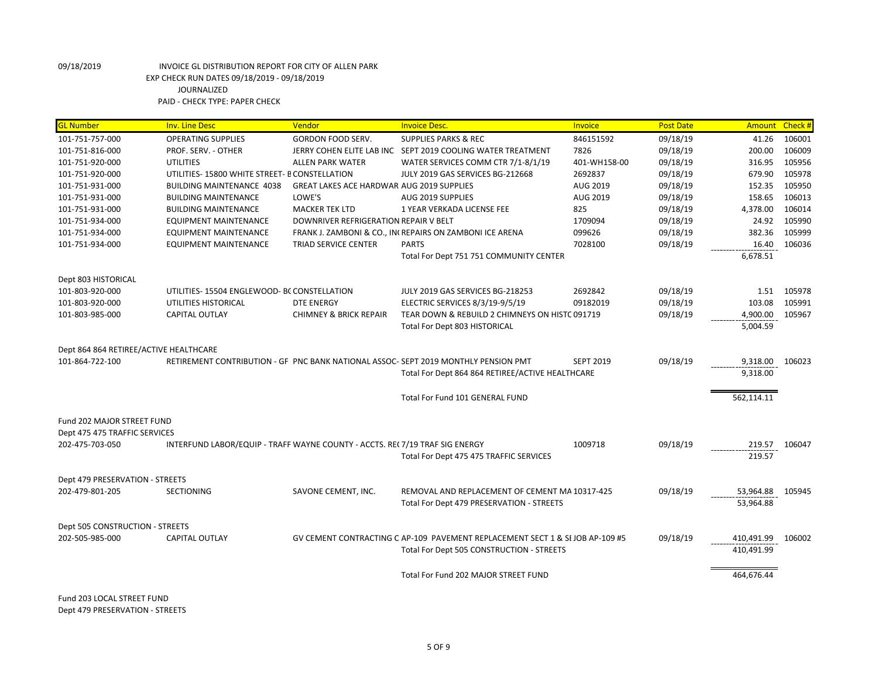09/18/2019 INVOICE GL DISTRIBUTION REPORT FOR CITY OF ALLEN PARK
EXP CHECK RUN DATES 09/18/2019 - 09/18/2019
JOURNALIZED
PAID - CHECK TYPE: PAPER CHECK

| GL Number | Inv. Line Desc | Vendor | Invoice Desc. | Invoice | Post Date | Amount | Check # |
|---|---|---|---|---|---|---|---|
| 101-751-757-000 | OPERATING SUPPLIES | GORDON FOOD SERV. | SUPPLIES PARKS & REC | 846151592 | 09/18/19 | 41.26 | 106001 |
| 101-751-816-000 | PROF. SERV. - OTHER | JERRY COHEN ELITE LAB INC | SEPT 2019 COOLING WATER TREATMENT | 7826 | 09/18/19 | 200.00 | 106009 |
| 101-751-920-000 | UTILITIES | ALLEN PARK WATER | WATER SERVICES COMM CTR 7/1-8/1/19 | 401-WH158-00 | 09/18/19 | 316.95 | 105956 |
| 101-751-920-000 | UTILITIES- 15800 WHITE STREET- B | CONSTELLATION | JULY 2019 GAS SERVICES BG-212668 | 2692837 | 09/18/19 | 679.90 | 105978 |
| 101-751-931-000 | BUILDING MAINTENANCE 4038 | GREAT LAKES ACE HARDWAR | AUG 2019 SUPPLIES | AUG 2019 | 09/18/19 | 152.35 | 105950 |
| 101-751-931-000 | BUILDING MAINTENANCE | LOWE'S | AUG 2019 SUPPLIES | AUG 2019 | 09/18/19 | 158.65 | 106013 |
| 101-751-931-000 | BUILDING MAINTENANCE | MACKER TEK LTD | 1 YEAR VERKADA LICENSE FEE | 825 | 09/18/19 | 4,378.00 | 106014 |
| 101-751-934-000 | EQUIPMENT MAINTENANCE | DOWNRIVER REFRIGERATION | REPAIR V BELT | 1709094 | 09/18/19 | 24.92 | 105990 |
| 101-751-934-000 | EQUIPMENT MAINTENANCE | FRANK J. ZAMBONI & CO., IN | REPAIRS ON ZAMBONI ICE ARENA | 099626 | 09/18/19 | 382.36 | 105999 |
| 101-751-934-000 | EQUIPMENT MAINTENANCE | TRIAD SERVICE CENTER | PARTS | 7028100 | 09/18/19 | 16.40 | 106036 |
| | | | Total For Dept 751 751 COMMUNITY CENTER | | | 6,678.51 | |
| Dept 803 HISTORICAL | | | | | | | |
| 101-803-920-000 | UTILITIES- 15504 ENGLEWOOD- B | CONSTELLATION | JULY 2019 GAS SERVICES BG-218253 | 2692842 | 09/18/19 | 1.51 | 105978 |
| 101-803-920-000 | UTILITIES HISTORICAL | DTE ENERGY | ELECTRIC SERVICES 8/3/19-9/5/19 | 09182019 | 09/18/19 | 103.08 | 105991 |
| 101-803-985-000 | CAPITAL OUTLAY | CHIMNEY & BRICK REPAIR | TEAR DOWN & REBUILD 2 CHIMNEYS ON HISTO | 091719 | 09/18/19 | 4,900.00 | 105967 |
| | | | Total For Dept 803 HISTORICAL | | | 5,004.59 | |
| Dept 864 864 RETIREE/ACTIVE HEALTHCARE | | | | | | | |
| 101-864-722-100 | RETIREMENT CONTRIBUTION - GF | PNC BANK NATIONAL ASSOC- | SEPT 2019 MONTHLY PENSION PMT | SEPT 2019 | 09/18/19 | 9,318.00 | 106023 |
| | | | Total For Dept 864 864 RETIREE/ACTIVE HEALTHCARE | | | 9,318.00 | |
| | | | Total For Fund 101 GENERAL FUND | | | 562,114.11 | |
| Fund 202 MAJOR STREET FUND | | | | | | | |
| Dept 475 475 TRAFFIC SERVICES | | | | | | | |
| 202-475-703-050 | INTERFUND LABOR/EQUIP - TRAFF | WAYNE COUNTY - ACCTS. RE | 7/19 TRAF SIG ENERGY | 1009718 | 09/18/19 | 219.57 | 106047 |
| | | | Total For Dept 475 475 TRAFFIC SERVICES | | | 219.57 | |
| Dept 479 PRESERVATION - STREETS | | | | | | | |
| 202-479-801-205 | SECTIONING | SAVONE CEMENT, INC. | REMOVAL AND REPLACEMENT OF CEMENT MA | 10317-425 | 09/18/19 | 53,964.88 | 105945 |
| | | | Total For Dept 479 PRESERVATION - STREETS | | | 53,964.88 | |
| Dept 505 CONSTRUCTION - STREETS | | | | | | | |
| 202-505-985-000 | CAPITAL OUTLAY | GV CEMENT CONTRACTING C | AP-109 PAVEMENT REPLACEMENT SECT 1 & SI | JOB AP-109 #5 | 09/18/19 | 410,491.99 | 106002 |
| | | | Total For Dept 505 CONSTRUCTION - STREETS | | | 410,491.99 | |
| | | | Total For Fund 202 MAJOR STREET FUND | | | 464,676.44 | |
| Fund 203 LOCAL STREET FUND | | | | | | | |
| Dept 479 PRESERVATION - STREETS | | | | | | | |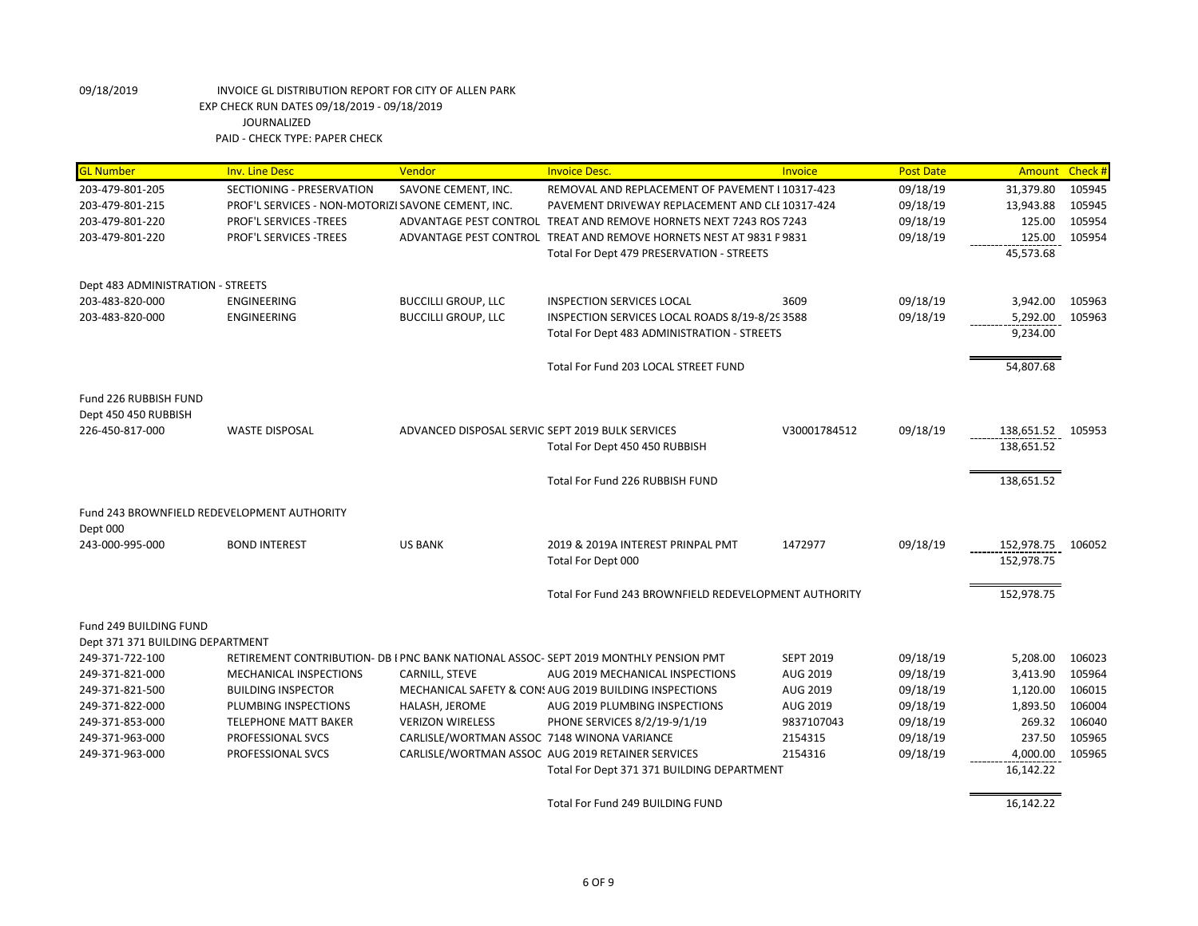09/18/2019 INVOICE GL DISTRIBUTION REPORT FOR CITY OF ALLEN PARK
EXP CHECK RUN DATES 09/18/2019 - 09/18/2019
JOURNALIZED
PAID - CHECK TYPE: PAPER CHECK

| GL Number | Inv. Line Desc | Vendor | Invoice Desc. | Invoice | Post Date | Amount | Check # |
|---|---|---|---|---|---|---|---|
| 203-479-801-205 | SECTIONING - PRESERVATION | SAVONE CEMENT, INC. | REMOVAL AND REPLACEMENT OF PAVEMENT I 10317-423 | | 09/18/19 | 31,379.80 | 105945 |
| 203-479-801-215 | PROF'L SERVICES - NON-MOTORIZI SAVONE CEMENT, INC. | | PAVEMENT DRIVEWAY REPLACEMENT AND CLE 10317-424 | | 09/18/19 | 13,943.88 | 105945 |
| 203-479-801-220 | PROF'L SERVICES -TREES | ADVANTAGE PEST CONTROL | TREAT AND REMOVE HORNETS NEXT 7243 ROS 7243 | | 09/18/19 | 125.00 | 105954 |
| 203-479-801-220 | PROF'L SERVICES -TREES | ADVANTAGE PEST CONTROL | TREAT AND REMOVE HORNETS NEST AT 9831 F 9831 | | 09/18/19 | 125.00 | 105954 |
| | | | Total For Dept 479 PRESERVATION - STREETS | | | 45,573.68 | |
| Dept 483 ADMINISTRATION - STREETS | | | | | | | |
| 203-483-820-000 | ENGINEERING | BUCCILLI GROUP, LLC | INSPECTION SERVICES LOCAL | 3609 | 09/18/19 | 3,942.00 | 105963 |
| 203-483-820-000 | ENGINEERING | BUCCILLI GROUP, LLC | INSPECTION SERVICES LOCAL ROADS 8/19-8/29 3588 | | 09/18/19 | 5,292.00 | 105963 |
| | | | Total For Dept 483 ADMINISTRATION - STREETS | | | 9,234.00 | |
| | | | Total For Fund 203 LOCAL STREET FUND | | | 54,807.68 | |
| Fund 226 RUBBISH FUND | | | | | | | |
| Dept 450 450 RUBBISH | | | | | | | |
| 226-450-817-000 | WASTE DISPOSAL | ADVANCED DISPOSAL SERVIC | SEPT 2019 BULK SERVICES | V30001784512 | 09/18/19 | 138,651.52 | 105953 |
| | | | Total For Dept 450 450 RUBBISH | | | 138,651.52 | |
| | | | Total For Fund 226 RUBBISH FUND | | | 138,651.52 | |
| Fund 243 BROWNFIELD REDEVELOPMENT AUTHORITY | | | | | | | |
| Dept 000 | | | | | | | |
| 243-000-995-000 | BOND INTEREST | US BANK | 2019 & 2019A INTEREST PRINPAL PMT | 1472977 | 09/18/19 | 152,978.75 | 106052 |
| | | | Total For Dept 000 | | | 152,978.75 | |
| | | | Total For Fund 243 BROWNFIELD REDEVELOPMENT AUTHORITY | | | 152,978.75 | |
| Fund 249 BUILDING FUND | | | | | | | |
| Dept 371 371 BUILDING DEPARTMENT | | | | | | | |
| 249-371-722-100 | RETIREMENT CONTRIBUTION- DB I | PNC BANK NATIONAL ASSOC- | SEPT 2019 MONTHLY PENSION PMT | SEPT 2019 | 09/18/19 | 5,208.00 | 106023 |
| 249-371-821-000 | MECHANICAL INSPECTIONS | CARNILL, STEVE | AUG 2019 MECHANICAL INSPECTIONS | AUG 2019 | 09/18/19 | 3,413.90 | 105964 |
| 249-371-821-500 | BUILDING INSPECTOR | MECHANICAL SAFETY & CONS | AUG 2019 BUILDING INSPECTIONS | AUG 2019 | 09/18/19 | 1,120.00 | 106015 |
| 249-371-822-000 | PLUMBING INSPECTIONS | HALASH, JEROME | AUG 2019 PLUMBING INSPECTIONS | AUG 2019 | 09/18/19 | 1,893.50 | 106004 |
| 249-371-853-000 | TELEPHONE MATT BAKER | VERIZON WIRELESS | PHONE SERVICES 8/2/19-9/1/19 | 9837107043 | 09/18/19 | 269.32 | 106040 |
| 249-371-963-000 | PROFESSIONAL SVCS | CARLISLE/WORTMAN ASSOC | 7148 WINONA VARIANCE | 2154315 | 09/18/19 | 237.50 | 105965 |
| 249-371-963-000 | PROFESSIONAL SVCS | CARLISLE/WORTMAN ASSOC | AUG 2019 RETAINER SERVICES | 2154316 | 09/18/19 | 4,000.00 | 105965 |
| | | | Total For Dept 371 371 BUILDING DEPARTMENT | | | 16,142.22 | |
| | | | Total For Fund 249 BUILDING FUND | | | 16,142.22 | |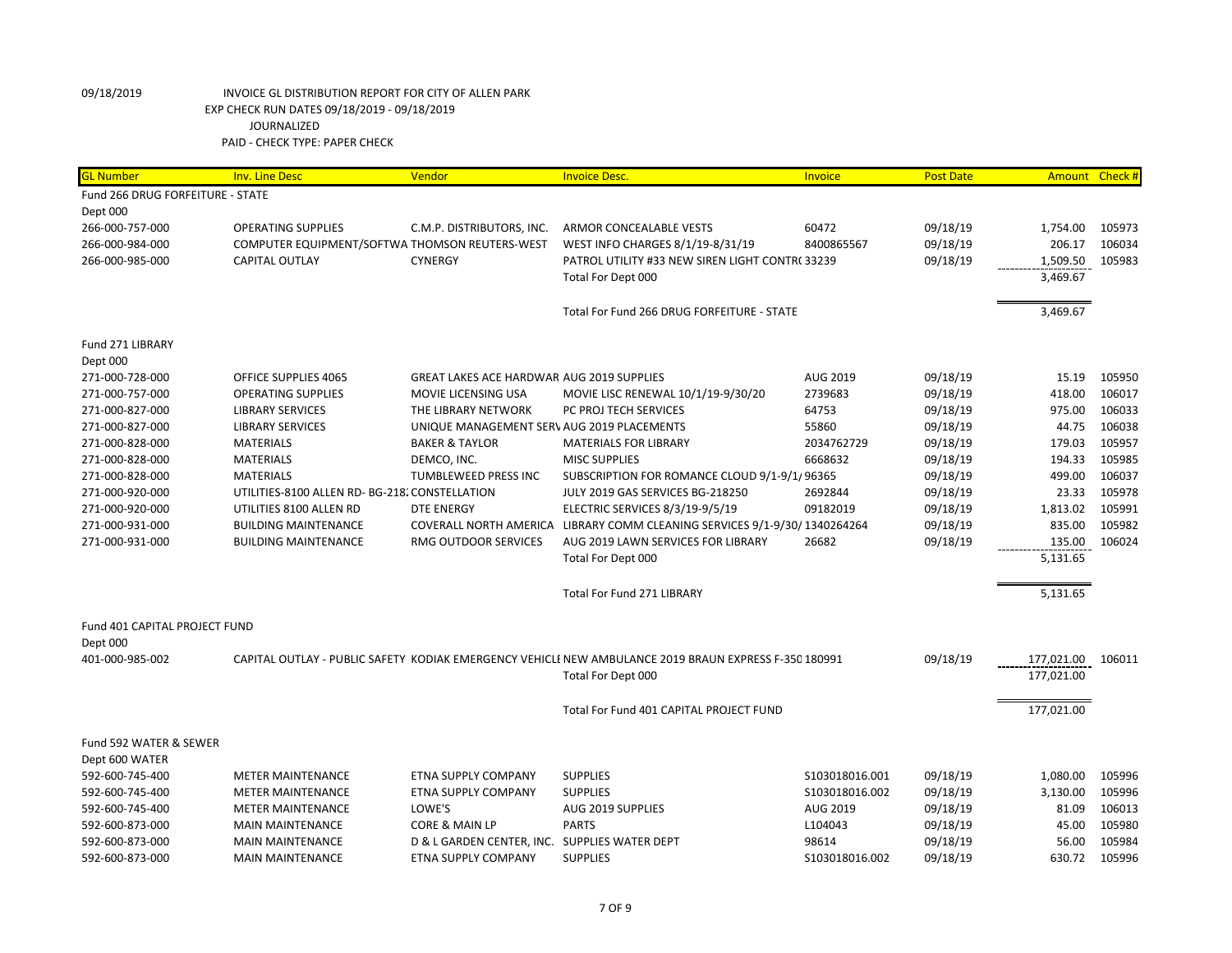09/18/2019 INVOICE GL DISTRIBUTION REPORT FOR CITY OF ALLEN PARK
EXP CHECK RUN DATES 09/18/2019 - 09/18/2019
JOURNALIZED
PAID - CHECK TYPE: PAPER CHECK

| GL Number | Inv. Line Desc | Vendor | Invoice Desc. | Invoice | Post Date | Amount | Check # |
|---|---|---|---|---|---|---|---|
| Fund 266 DRUG FORFEITURE - STATE | | | | | | | |
| Dept 000 | | | | | | | |
| 266-000-757-000 | OPERATING SUPPLIES | C.M.P. DISTRIBUTORS, INC. | ARMOR CONCEALABLE VESTS | 60472 | 09/18/19 | 1,754.00 | 105973 |
| 266-000-984-000 | COMPUTER EQUIPMENT/SOFTWA | THOMSON REUTERS-WEST | WEST INFO CHARGES 8/1/19-8/31/19 | 8400865567 | 09/18/19 | 206.17 | 106034 |
| 266-000-985-000 | CAPITAL OUTLAY | CYNERGY | PATROL UTILITY #33 NEW SIREN LIGHT CONTR( | 33239 | 09/18/19 | 1,509.50 | 105983 |
| | | | Total For Dept 000 | | | 3,469.67 | |
| | | | Total For Fund 266 DRUG FORFEITURE - STATE | | | 3,469.67 | |
| Fund 271 LIBRARY | | | | | | | |
| Dept 000 | | | | | | | |
| 271-000-728-000 | OFFICE SUPPLIES 4065 | GREAT LAKES ACE HARDWAR | AUG 2019 SUPPLIES | AUG 2019 | 09/18/19 | 15.19 | 105950 |
| 271-000-757-000 | OPERATING SUPPLIES | MOVIE LICENSING USA | MOVIE LISC RENEWAL 10/1/19-9/30/20 | 2739683 | 09/18/19 | 418.00 | 106017 |
| 271-000-827-000 | LIBRARY SERVICES | THE LIBRARY NETWORK | PC PROJ TECH SERVICES | 64753 | 09/18/19 | 975.00 | 106033 |
| 271-000-827-000 | LIBRARY SERVICES | UNIQUE MANAGEMENT SERV | AUG 2019 PLACEMENTS | 55860 | 09/18/19 | 44.75 | 106038 |
| 271-000-828-000 | MATERIALS | BAKER & TAYLOR | MATERIALS FOR LIBRARY | 2034762729 | 09/18/19 | 179.03 | 105957 |
| 271-000-828-000 | MATERIALS | DEMCO, INC. | MISC SUPPLIES | 6668632 | 09/18/19 | 194.33 | 105985 |
| 271-000-828-000 | MATERIALS | TUMBLEWEED PRESS INC | SUBSCRIPTION FOR ROMANCE CLOUD 9/1-9/1/ | 96365 | 09/18/19 | 499.00 | 106037 |
| 271-000-920-000 | UTILITIES-8100 ALLEN RD- BG-218: | CONSTELLATION | JULY 2019 GAS SERVICES BG-218250 | 2692844 | 09/18/19 | 23.33 | 105978 |
| 271-000-920-000 | UTILITIES 8100 ALLEN RD | DTE ENERGY | ELECTRIC SERVICES 8/3/19-9/5/19 | 09182019 | 09/18/19 | 1,813.02 | 105991 |
| 271-000-931-000 | BUILDING MAINTENANCE | COVERALL NORTH AMERICA | LIBRARY COMM CLEANING SERVICES 9/1-9/30/ | 1340264264 | 09/18/19 | 835.00 | 105982 |
| 271-000-931-000 | BUILDING MAINTENANCE | RMG OUTDOOR SERVICES | AUG 2019 LAWN SERVICES FOR LIBRARY | 26682 | 09/18/19 | 135.00 | 106024 |
| | | | Total For Dept 000 | | | 5,131.65 | |
| | | | Total For Fund 271 LIBRARY | | | 5,131.65 | |
| Fund 401 CAPITAL PROJECT FUND | | | | | | | |
| Dept 000 | | | | | | | |
| 401-000-985-002 | CAPITAL OUTLAY - PUBLIC SAFETY | KODIAK EMERGENCY VEHICLE | NEW AMBULANCE 2019 BRAUN EXPRESS F-350 | 180991 | 09/18/19 | 177,021.00 | 106011 |
| | | | Total For Dept 000 | | | 177,021.00 | |
| | | | Total For Fund 401 CAPITAL PROJECT FUND | | | 177,021.00 | |
| Fund 592 WATER & SEWER | | | | | | | |
| Dept 600 WATER | | | | | | | |
| 592-600-745-400 | METER MAINTENANCE | ETNA SUPPLY COMPANY | SUPPLIES | S103018016.001 | 09/18/19 | 1,080.00 | 105996 |
| 592-600-745-400 | METER MAINTENANCE | ETNA SUPPLY COMPANY | SUPPLIES | S103018016.002 | 09/18/19 | 3,130.00 | 105996 |
| 592-600-745-400 | METER MAINTENANCE | LOWE'S | AUG 2019 SUPPLIES | AUG 2019 | 09/18/19 | 81.09 | 106013 |
| 592-600-873-000 | MAIN MAINTENANCE | CORE & MAIN LP | PARTS | L104043 | 09/18/19 | 45.00 | 105980 |
| 592-600-873-000 | MAIN MAINTENANCE | D & L GARDEN CENTER, INC. | SUPPLIES WATER DEPT | 98614 | 09/18/19 | 56.00 | 105984 |
| 592-600-873-000 | MAIN MAINTENANCE | ETNA SUPPLY COMPANY | SUPPLIES | S103018016.002 | 09/18/19 | 630.72 | 105996 |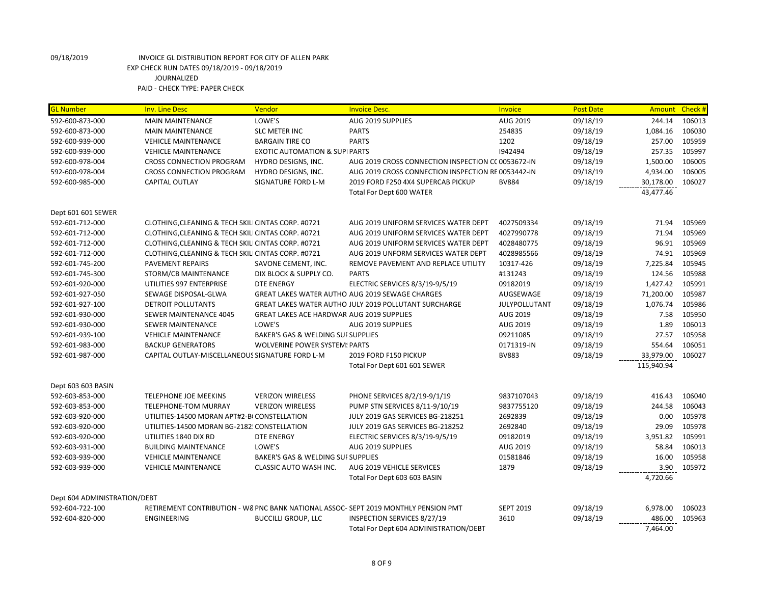09/18/2019 INVOICE GL DISTRIBUTION REPORT FOR CITY OF ALLEN PARK
EXP CHECK RUN DATES 09/18/2019 - 09/18/2019
JOURNALIZED
PAID - CHECK TYPE: PAPER CHECK

| GL Number | Inv. Line Desc | Vendor | Invoice Desc. | Invoice | Post Date | Amount | Check # |
|---|---|---|---|---|---|---|---|
| 592-600-873-000 | MAIN MAINTENANCE | LOWE'S | AUG 2019 SUPPLIES | AUG 2019 | 09/18/19 | 244.14 | 106013 |
| 592-600-873-000 | MAIN MAINTENANCE | SLC METER INC | PARTS | 254835 | 09/18/19 | 1,084.16 | 106030 |
| 592-600-939-000 | VEHICLE MAINTENANCE | BARGAIN TIRE CO | PARTS | 1202 | 09/18/19 | 257.00 | 105959 |
| 592-600-939-000 | VEHICLE MAINTENANCE | EXOTIC AUTOMATION & SUPI PARTS | | I942494 | 09/18/19 | 257.35 | 105997 |
| 592-600-978-004 | CROSS CONNECTION PROGRAM | HYDRO DESIGNS, INC. | AUG 2019 CROSS CONNECTION INSPECTION CC 0053672-IN | | 09/18/19 | 1,500.00 | 106005 |
| 592-600-978-004 | CROSS CONNECTION PROGRAM | HYDRO DESIGNS, INC. | AUG 2019 CROSS CONNECTION INSPECTION RE 0053442-IN | | 09/18/19 | 4,934.00 | 106005 |
| 592-600-985-000 | CAPITAL OUTLAY | SIGNATURE FORD L-M | 2019 FORD F250 4X4 SUPERCAB PICKUP | BV884 | 09/18/19 | 30,178.00 | 106027 |
| | | | Total For Dept 600 WATER | | | 43,477.46 | |
| Dept 601 601 SEWER | | | | | | | |
| 592-601-712-000 | CLOTHING,CLEANING & TECH SKILI CINTAS CORP. #0721 | | AUG 2019 UNIFORM SERVICES WATER DEPT | 4027509334 | 09/18/19 | 71.94 | 105969 |
| 592-601-712-000 | CLOTHING,CLEANING & TECH SKILI CINTAS CORP. #0721 | | AUG 2019 UNIFORM SERVICES WATER DEPT | 4027990778 | 09/18/19 | 71.94 | 105969 |
| 592-601-712-000 | CLOTHING,CLEANING & TECH SKILI CINTAS CORP. #0721 | | AUG 2019 UNIFORM SERVICES WATER DEPT | 4028480775 | 09/18/19 | 96.91 | 105969 |
| 592-601-712-000 | CLOTHING,CLEANING & TECH SKILI CINTAS CORP. #0721 | | AUG 2019 UNFORM SERVICES WATER DEPT | 4028985566 | 09/18/19 | 74.91 | 105969 |
| 592-601-745-200 | PAVEMENT REPAIRS | SAVONE CEMENT, INC. | REMOVE PAVEMENT AND REPLACE UTILITY | 10317-426 | 09/18/19 | 7,225.84 | 105945 |
| 592-601-745-300 | STORM/CB MAINTENANCE | DIX BLOCK & SUPPLY CO. | PARTS | #131243 | 09/18/19 | 124.56 | 105988 |
| 592-601-920-000 | UTILITIES 997 ENTERPRISE | DTE ENERGY | ELECTRIC SERVICES 8/3/19-9/5/19 | 09182019 | 09/18/19 | 1,427.42 | 105991 |
| 592-601-927-050 | SEWAGE DISPOSAL-GLWA | GREAT LAKES WATER AUTHO AUG 2019 SEWAGE CHARGES | | AUGSEWAGE | 09/18/19 | 71,200.00 | 105987 |
| 592-601-927-100 | DETROIT POLLUTANTS | GREAT LAKES WATER AUTHO JULY 2019 POLLUTANT SURCHARGE | | JULYPOLLUTANT | 09/18/19 | 1,076.74 | 105986 |
| 592-601-930-000 | SEWER MAINTENANCE 4045 | GREAT LAKES ACE HARDWAR AUG 2019 SUPPLIES | | AUG 2019 | 09/18/19 | 7.58 | 105950 |
| 592-601-930-000 | SEWER MAINTENANCE | LOWE'S | AUG 2019 SUPPLIES | AUG 2019 | 09/18/19 | 1.89 | 106013 |
| 592-601-939-100 | VEHICLE MAINTENANCE | BAKER'S GAS & WELDING SUI SUPPLIES | | 09211085 | 09/18/19 | 27.57 | 105958 |
| 592-601-983-000 | BACKUP GENERATORS | WOLVERINE POWER SYSTEM! PARTS | | 0171319-IN | 09/18/19 | 554.64 | 106051 |
| 592-601-987-000 | CAPITAL OUTLAY-MISCELLANEOUS SIGNATURE FORD L-M | | 2019 FORD F150 PICKUP | BV883 | 09/18/19 | 33,979.00 | 106027 |
| | | | Total For Dept 601 601 SEWER | | | 115,940.94 | |
| Dept 603 603 BASIN | | | | | | | |
| 592-603-853-000 | TELEPHONE JOE MEEKINS | VERIZON WIRELESS | PHONE SERVICES 8/2/19-9/1/19 | 9837107043 | 09/18/19 | 416.43 | 106040 |
| 592-603-853-000 | TELEPHONE-TOM MURRAY | VERIZON WIRELESS | PUMP STN SERVICES 8/11-9/10/19 | 9837755120 | 09/18/19 | 244.58 | 106043 |
| 592-603-920-000 | UTILITIES-14500 MORAN APT#2-B( CONSTELLATION | | JULY 2019 GAS SERVICES BG-218251 | 2692839 | 09/18/19 | 0.00 | 105978 |
| 592-603-920-000 | UTILITIES-14500 MORAN BG-2182! CONSTELLATION | | JULY 2019 GAS SERVICES BG-218252 | 2692840 | 09/18/19 | 29.09 | 105978 |
| 592-603-920-000 | UTILITIES 1840 DIX RD | DTE ENERGY | ELECTRIC SERVICES 8/3/19-9/5/19 | 09182019 | 09/18/19 | 3,951.82 | 105991 |
| 592-603-931-000 | BUILDING MAINTENANCE | LOWE'S | AUG 2019 SUPPLIES | AUG 2019 | 09/18/19 | 58.84 | 106013 |
| 592-603-939-000 | VEHICLE MAINTENANCE | BAKER'S GAS & WELDING SUI SUPPLIES | | 01581846 | 09/18/19 | 16.00 | 105958 |
| 592-603-939-000 | VEHICLE MAINTENANCE | CLASSIC AUTO WASH INC. | AUG 2019 VEHICLE SERVICES | 1879 | 09/18/19 | 3.90 | 105972 |
| | | | Total For Dept 603 603 BASIN | | | 4,720.66 | |
| Dept 604 ADMINISTRATION/DEBT | | | | | | | |
| 592-604-722-100 | RETIREMENT CONTRIBUTION - W8 PNC BANK NATIONAL ASSOC- SEPT 2019 MONTHLY PENSION PMT | | | SEPT 2019 | 09/18/19 | 6,978.00 | 106023 |
| 592-604-820-000 | ENGINEERING | BUCCILLI GROUP, LLC | INSPECTION SERVICES 8/27/19 | 3610 | 09/18/19 | 486.00 | 105963 |
| | | | Total For Dept 604 ADMINISTRATION/DEBT | | | 7,464.00 | |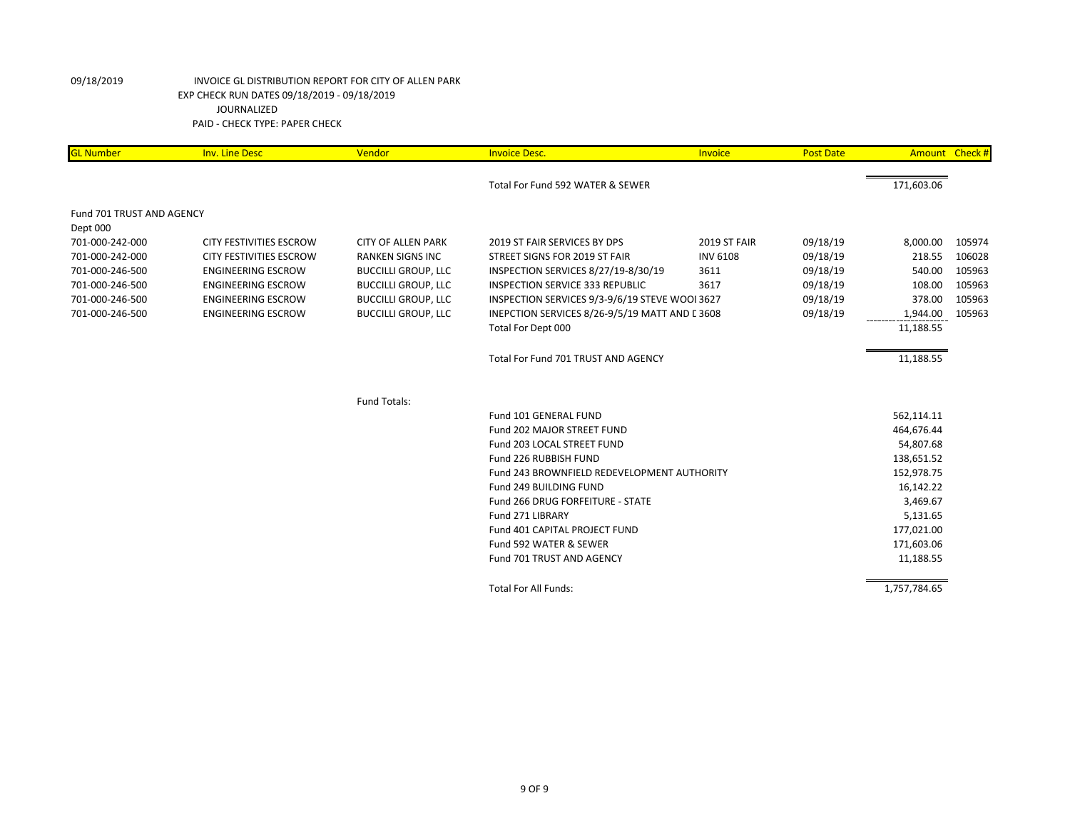09/18/2019 INVOICE GL DISTRIBUTION REPORT FOR CITY OF ALLEN PARK

EXP CHECK RUN DATES 09/18/2019 - 09/18/2019

JOURNALIZED

PAID - CHECK TYPE: PAPER CHECK

| GL Number | Inv. Line Desc | Vendor | Invoice Desc. | Invoice | Post Date | Amount | Check # |
|---|---|---|---|---|---|---|---|
| | | | Total For Fund 592 WATER & SEWER | | | 171,603.06 | |
| Fund 701 TRUST AND AGENCY | | | | | | | |
| Dept 000 | | | | | | | |
| 701-000-242-000 | CITY FESTIVITIES ESCROW | CITY OF ALLEN PARK | 2019 ST FAIR SERVICES BY DPS | 2019 ST FAIR | 09/18/19 | 8,000.00 | 105974 |
| 701-000-242-000 | CITY FESTIVITIES ESCROW | RANKEN SIGNS INC | STREET SIGNS FOR 2019 ST FAIR | INV 6108 | 09/18/19 | 218.55 | 106028 |
| 701-000-246-500 | ENGINEERING ESCROW | BUCCILLI GROUP, LLC | INSPECTION SERVICES 8/27/19-8/30/19 | 3611 | 09/18/19 | 540.00 | 105963 |
| 701-000-246-500 | ENGINEERING ESCROW | BUCCILLI GROUP, LLC | INSPECTION SERVICE 333 REPUBLIC | 3617 | 09/18/19 | 108.00 | 105963 |
| 701-000-246-500 | ENGINEERING ESCROW | BUCCILLI GROUP, LLC | INSPECTION SERVICES 9/3-9/6/19 STEVE WOOI | 3627 | 09/18/19 | 378.00 | 105963 |
| 701-000-246-500 | ENGINEERING ESCROW | BUCCILLI GROUP, LLC | INEPCTION SERVICES 8/26-9/5/19 MATT AND I | 3608 | 09/18/19 | 1,944.00 | 105963 |
| | | | Total For Dept 000 | | | 11,188.55 | |
| | | | Total For Fund 701 TRUST AND AGENCY | | | 11,188.55 | |
| | | Fund Totals: | | | | | |
| | | | Fund 101 GENERAL FUND | | | 562,114.11 | |
| | | | Fund 202 MAJOR STREET FUND | | | 464,676.44 | |
| | | | Fund 203 LOCAL STREET FUND | | | 54,807.68 | |
| | | | Fund 226 RUBBISH FUND | | | 138,651.52 | |
| | | | Fund 243 BROWNFIELD REDEVELOPMENT AUTHORITY | | | 152,978.75 | |
| | | | Fund 249 BUILDING FUND | | | 16,142.22 | |
| | | | Fund 266 DRUG FORFEITURE - STATE | | | 3,469.67 | |
| | | | Fund 271 LIBRARY | | | 5,131.65 | |
| | | | Fund 401 CAPITAL PROJECT FUND | | | 177,021.00 | |
| | | | Fund 592 WATER & SEWER | | | 171,603.06 | |
| | | | Fund 701 TRUST AND AGENCY | | | 11,188.55 | |
| | | | Total For All Funds: | | | 1,757,784.65 | |